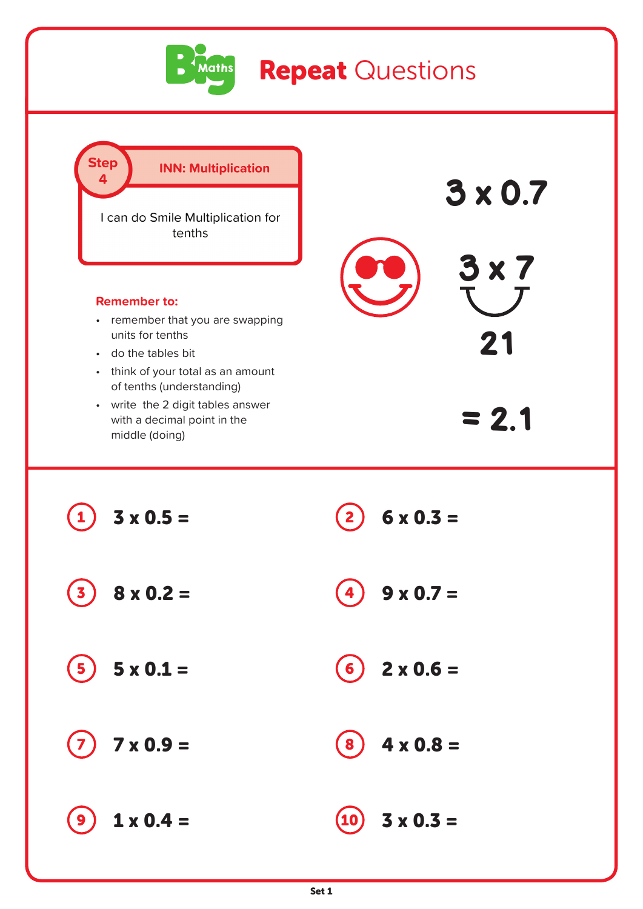# Big Maths Repeat Questions

## Step 4 — INN: Multiplication

I can do Smile Multiplication for tenths

**Remember to:**

- remember that you are swapping units for tenths
- do the tables bit
- think of your total as an amount of tenths (understanding)
- write the 2 digit tables answer with a decimal point in the middle (doing)

$3 \times 0.7$

$3 \times 7$

21

$= 2.1$

1. $3 \times 0.5 =$
2. $6 \times 0.3 =$
3. $8 \times 0.2 =$
4. $9 \times 0.7 =$
5. $5 \times 0.1 =$
6. $2 \times 0.6 =$
7. $7 \times 0.9 =$
8. $4 \times 0.8 =$
9. $1 \times 0.4 =$
10. $3 \times 0.3 =$

Set 1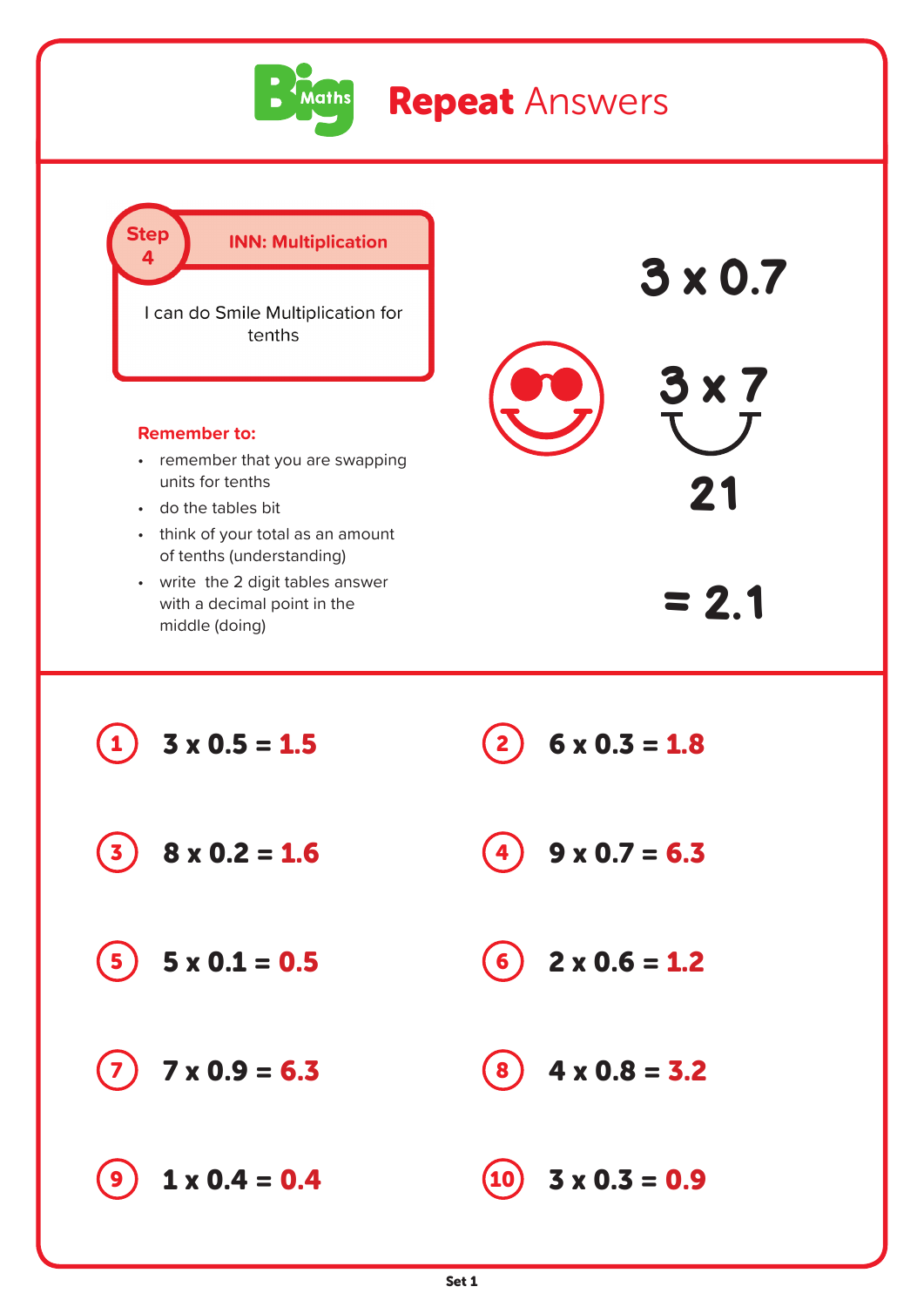# Big Maths Repeat Answers

**Step 4** — **INN: Multiplication**

I can do Smile Multiplication for tenths

**Remember to:**

- remember that you are swapping units for tenths
- do the tables bit
- think of your total as an amount of tenths (understanding)
- write the 2 digit tables answer with a decimal point in the middle (doing)

$3 \times 0.7$

$3 \times 7$

21

$= 2.1$

1. $3 \times 0.5 = 1.5$
2. $6 \times 0.3 = 1.8$
3. $8 \times 0.2 = 1.6$
4. $9 \times 0.7 = 6.3$
5. $5 \times 0.1 = 0.5$
6. $2 \times 0.6 = 1.2$
7. $7 \times 0.9 = 6.3$
8. $4 \times 0.8 = 3.2$
9. $1 \times 0.4 = 0.4$
10. $3 \times 0.3 = 0.9$

Set 1